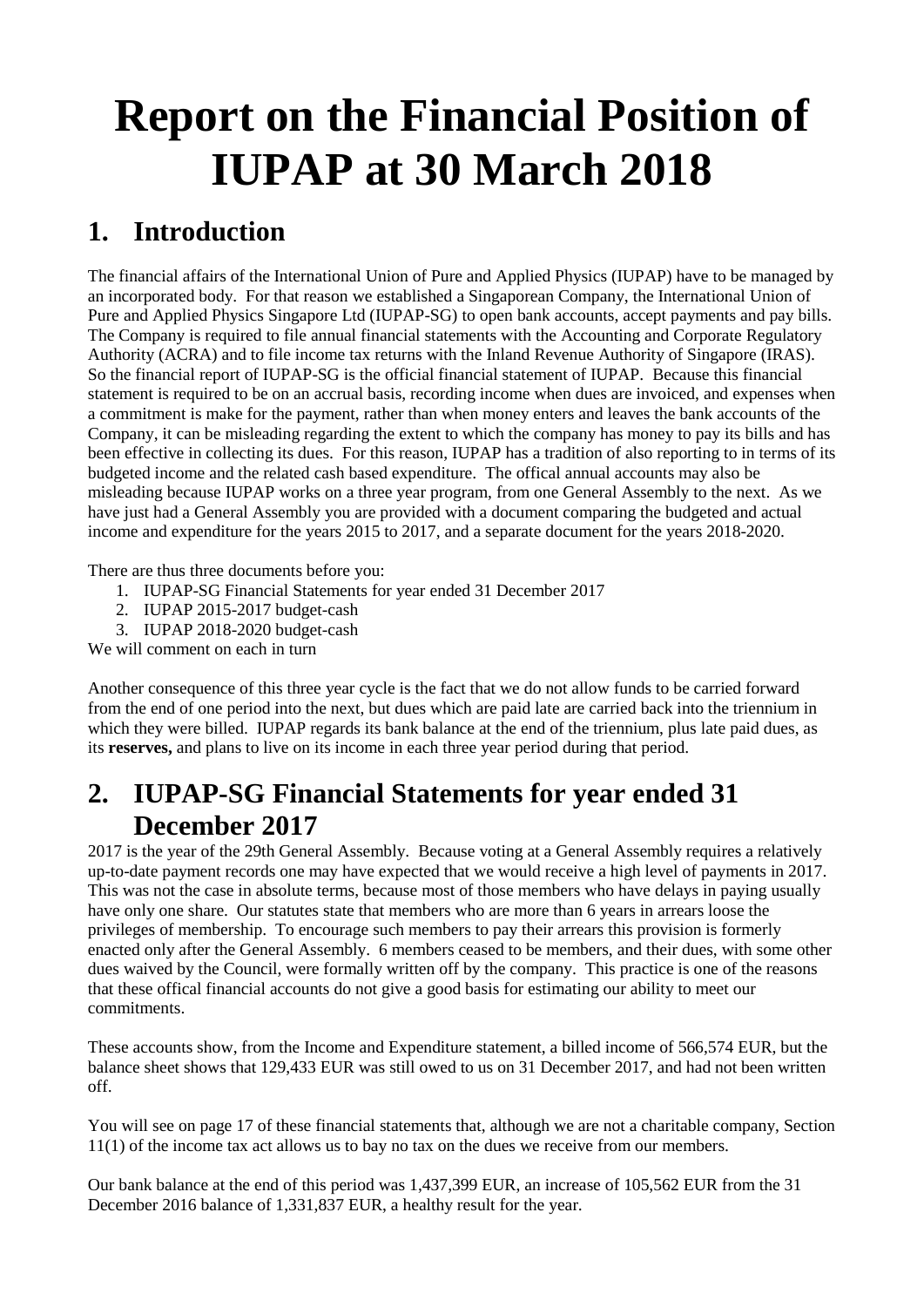# Report on the Financial Position of IUPAP at 30 March 2018

## 1. Introduction

The financial affairs of the International Union of Pure and Applied Physics (IUPAP) have to be managed by an incorporated body. For that reason we established a Singaporean Company, the International Union of Pure and Applied Physics Singapore Ltd (IUPAP-SG) to open bank accounts, accept payments and pay bills. The Company is required to file annual financial statements with the Accounting and Corporate Regulatory Authority (ACRA) and to file income tax returns with the Inland Revenue Authority of Singapore (IRAS). So the financial report of IUPAP-SG is the official financial statement of IUPAP. Because this financial statement is required to be on an accrual basis, recording income when dues are invoiced, and expenses when a commitment is make for the payment, rather than when money enters and leaves the bank accounts of the Company, it can be misleading regarding the extent to which the company has money to pay its bills and has been effective in collecting its dues. For this reason, IUPAP has a tradition of also reporting to in terms of its budgeted income and the related cash based expenditure. The offical annual accounts may also be misleading because IUPAP works on a three year program, from one General Assembly to the next. As we have just had a General Assembly you are provided with a document comparing the budgeted and actual income and expenditure for the years 2015 to 2017, and a separate document for the years 2018-2020.

There are thus three documents before you:

1. IUPAP-SG Financial Statements for year ended 31 December 2017
2. IUPAP 2015-2017 budget-cash
3. IUPAP 2018-2020 budget-cash

We will comment on each in turn

Another consequence of this three year cycle is the fact that we do not allow funds to be carried forward from the end of one period into the next, but dues which are paid late are carried back into the triennium in which they were billed. IUPAP regards its bank balance at the end of the triennium, plus late paid dues, as its **reserves,** and plans to live on its income in each three year period during that period.

## 2. IUPAP-SG Financial Statements for year ended 31 December 2017

2017 is the year of the 29th General Assembly. Because voting at a General Assembly requires a relatively up-to-date payment records one may have expected that we would receive a high level of payments in 2017. This was not the case in absolute terms, because most of those members who have delays in paying usually have only one share. Our statutes state that members who are more than 6 years in arrears loose the privileges of membership. To encourage such members to pay their arrears this provision is formerly enacted only after the General Assembly. 6 members ceased to be members, and their dues, with some other dues waived by the Council, were formally written off by the company. This practice is one of the reasons that these offical financial accounts do not give a good basis for estimating our ability to meet our commitments.

These accounts show, from the Income and Expenditure statement, a billed income of 566,574 EUR, but the balance sheet shows that 129,433 EUR was still owed to us on 31 December 2017, and had not been written off.

You will see on page 17 of these financial statements that, although we are not a charitable company, Section 11(1) of the income tax act allows us to bay no tax on the dues we receive from our members.

Our bank balance at the end of this period was 1,437,399 EUR, an increase of 105,562 EUR from the 31 December 2016 balance of 1,331,837 EUR, a healthy result for the year.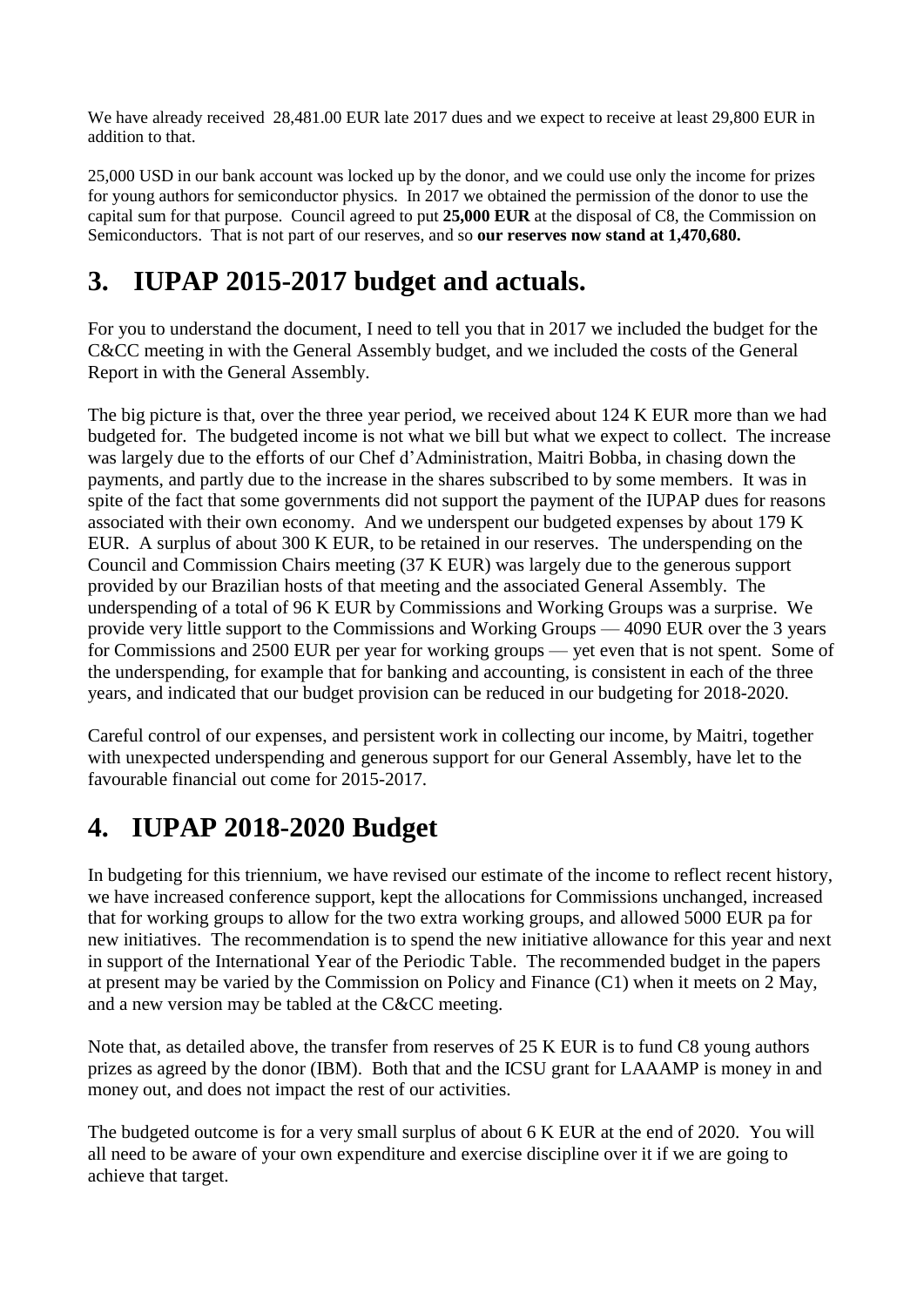We have already received 28,481.00 EUR late 2017 dues and we expect to receive at least 29,800 EUR in addition to that.

25,000 USD in our bank account was locked up by the donor, and we could use only the income for prizes for young authors for semiconductor physics. In 2017 we obtained the permission of the donor to use the capital sum for that purpose. Council agreed to put **25,000 EUR** at the disposal of C8, the Commission on Semiconductors. That is not part of our reserves, and so **our reserves now stand at 1,470,680.**

# 3. IUPAP 2015-2017 budget and actuals.

For you to understand the document, I need to tell you that in 2017 we included the budget for the C&CC meeting in with the General Assembly budget, and we included the costs of the General Report in with the General Assembly.

The big picture is that, over the three year period, we received about 124 K EUR more than we had budgeted for. The budgeted income is not what we bill but what we expect to collect. The increase was largely due to the efforts of our Chef d'Administration, Maitri Bobba, in chasing down the payments, and partly due to the increase in the shares subscribed to by some members. It was in spite of the fact that some governments did not support the payment of the IUPAP dues for reasons associated with their own economy. And we underspent our budgeted expenses by about 179 K EUR. A surplus of about 300 K EUR, to be retained in our reserves. The underspending on the Council and Commission Chairs meeting (37 K EUR) was largely due to the generous support provided by our Brazilian hosts of that meeting and the associated General Assembly. The underspending of a total of 96 K EUR by Commissions and Working Groups was a surprise. We provide very little support to the Commissions and Working Groups — 4090 EUR over the 3 years for Commissions and 2500 EUR per year for working groups — yet even that is not spent. Some of the underspending, for example that for banking and accounting, is consistent in each of the three years, and indicated that our budget provision can be reduced in our budgeting for 2018-2020.

Careful control of our expenses, and persistent work in collecting our income, by Maitri, together with unexpected underspending and generous support for our General Assembly, have let to the favourable financial out come for 2015-2017.

# 4. IUPAP 2018-2020 Budget

In budgeting for this triennium, we have revised our estimate of the income to reflect recent history, we have increased conference support, kept the allocations for Commissions unchanged, increased that for working groups to allow for the two extra working groups, and allowed 5000 EUR pa for new initiatives. The recommendation is to spend the new initiative allowance for this year and next in support of the International Year of the Periodic Table. The recommended budget in the papers at present may be varied by the Commission on Policy and Finance (C1) when it meets on 2 May, and a new version may be tabled at the C&CC meeting.

Note that, as detailed above, the transfer from reserves of 25 K EUR is to fund C8 young authors prizes as agreed by the donor (IBM). Both that and the ICSU grant for LAAAMP is money in and money out, and does not impact the rest of our activities.

The budgeted outcome is for a very small surplus of about 6 K EUR at the end of 2020. You will all need to be aware of your own expenditure and exercise discipline over it if we are going to achieve that target.